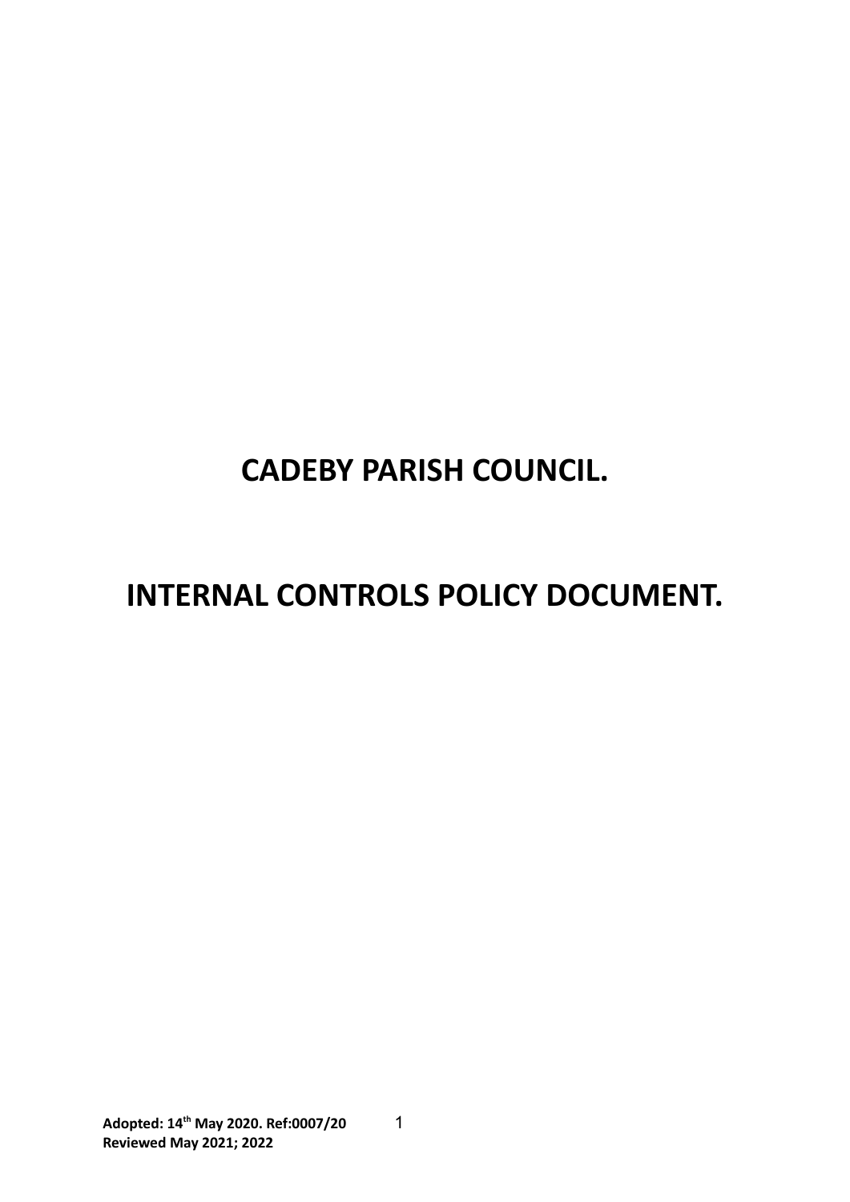# CADEBY PARISH COUNCIL.

# INTERNAL CONTROLS POLICY DOCUMENT.

**Adopted: 14th May 2020. Ref:0007/20**
**Reviewed May 2021; 2022**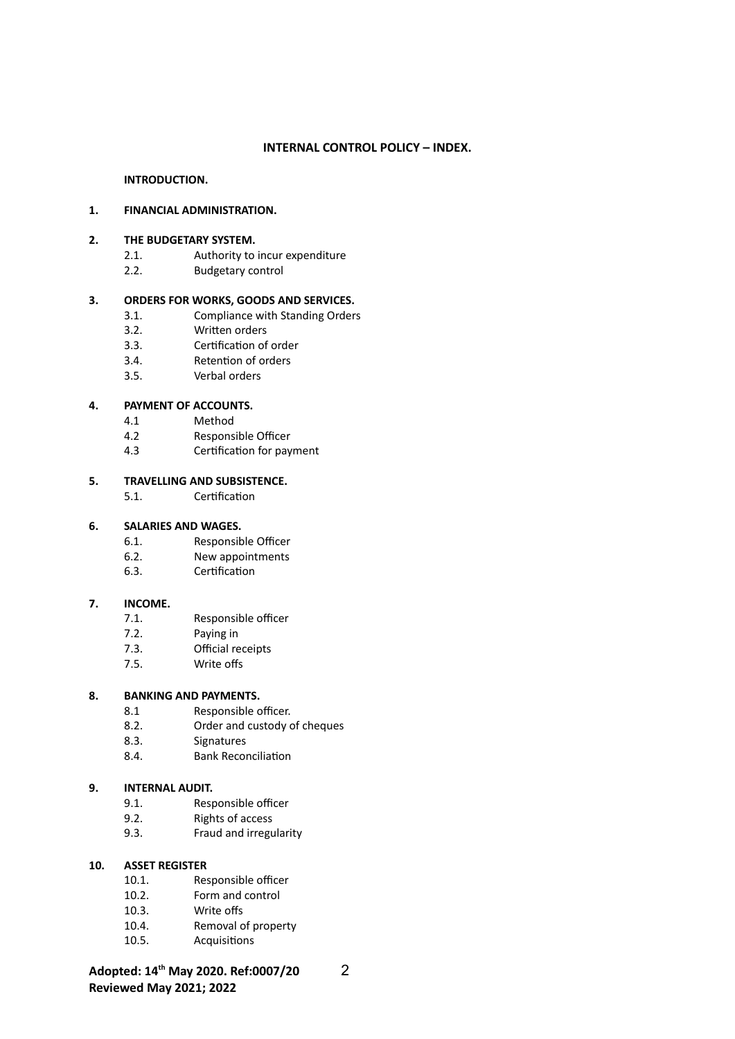# INTERNAL CONTROL POLICY – INDEX.

**INTRODUCTION.**

**1. FINANCIAL ADMINISTRATION.**

**2. THE BUDGETARY SYSTEM.**

- 2.1. Authority to incur expenditure
- 2.2. Budgetary control

**3. ORDERS FOR WORKS, GOODS AND SERVICES.**

- 3.1. Compliance with Standing Orders
- 3.2. Written orders
- 3.3. Certification of order
- 3.4. Retention of orders
- 3.5. Verbal orders

**4. PAYMENT OF ACCOUNTS.**

- 4.1 Method
- 4.2 Responsible Officer
- 4.3 Certification for payment

**5. TRAVELLING AND SUBSISTENCE.**

- 5.1. Certification

**6. SALARIES AND WAGES.**

- 6.1. Responsible Officer
- 6.2. New appointments
- 6.3. Certification

**7. INCOME.**

- 7.1. Responsible officer
- 7.2. Paying in
- 7.3. Official receipts
- 7.5. Write offs

**8. BANKING AND PAYMENTS.**

- 8.1 Responsible officer.
- 8.2. Order and custody of cheques
- 8.3. Signatures
- 8.4. Bank Reconciliation

**9. INTERNAL AUDIT.**

- 9.1. Responsible officer
- 9.2. Rights of access
- 9.3. Fraud and irregularity

**10. ASSET REGISTER**

- 10.1. Responsible officer
- 10.2. Form and control
- 10.3. Write offs
- 10.4. Removal of property
- 10.5. Acquisitions

**Adopted: 14th May 2020. Ref:0007/20**
**Reviewed May 2021; 2022**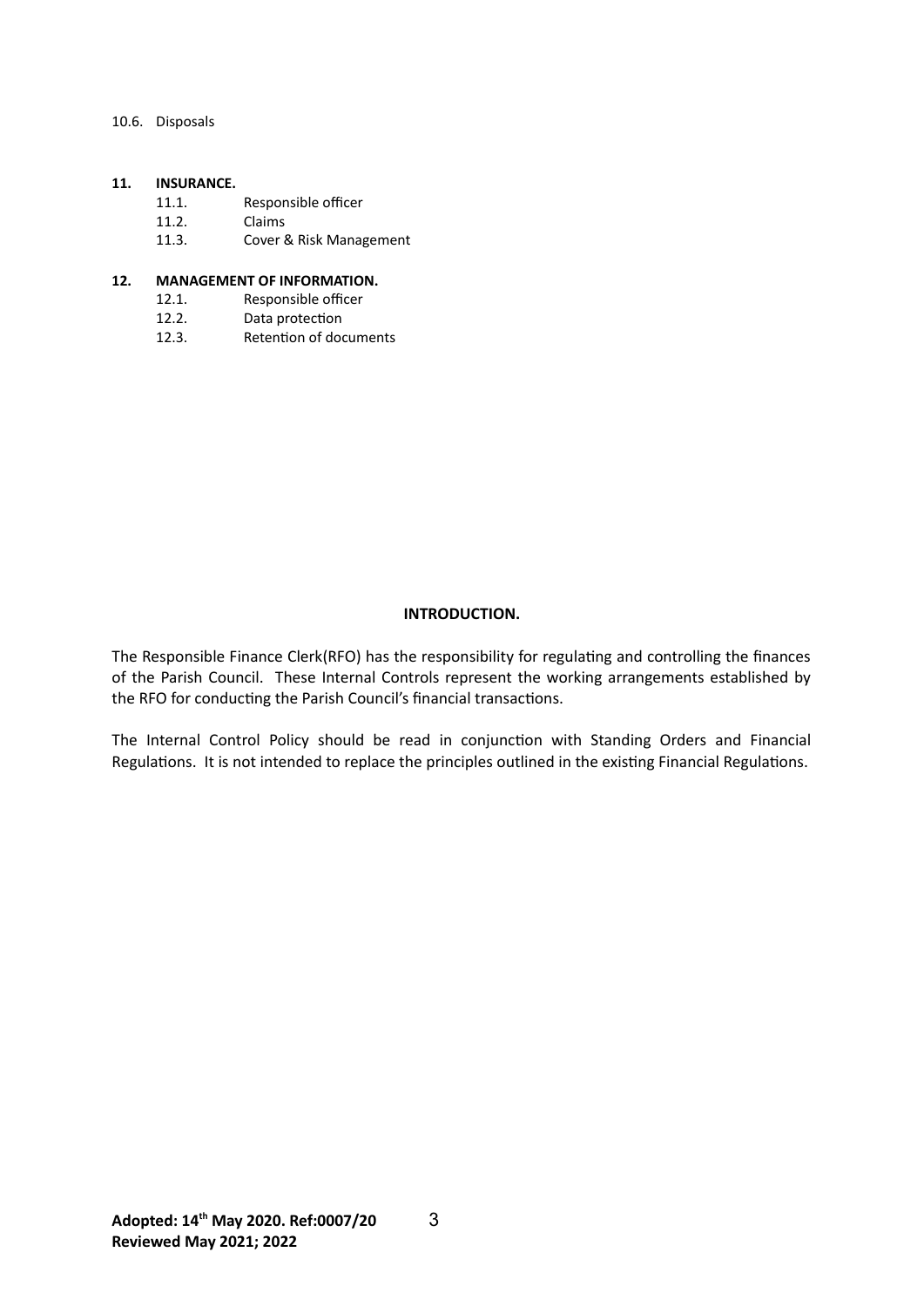10.6. Disposals

**11. INSURANCE.**

- 11.1. Responsible officer
- 11.2. Claims
- 11.3. Cover & Risk Management

**12. MANAGEMENT OF INFORMATION.**

- 12.1. Responsible officer
- 12.2. Data protection
- 12.3. Retention of documents

## INTRODUCTION.

The Responsible Finance Clerk(RFO) has the responsibility for regulating and controlling the finances of the Parish Council. These Internal Controls represent the working arrangements established by the RFO for conducting the Parish Council's financial transactions.

The Internal Control Policy should be read in conjunction with Standing Orders and Financial Regulations. It is not intended to replace the principles outlined in the existing Financial Regulations.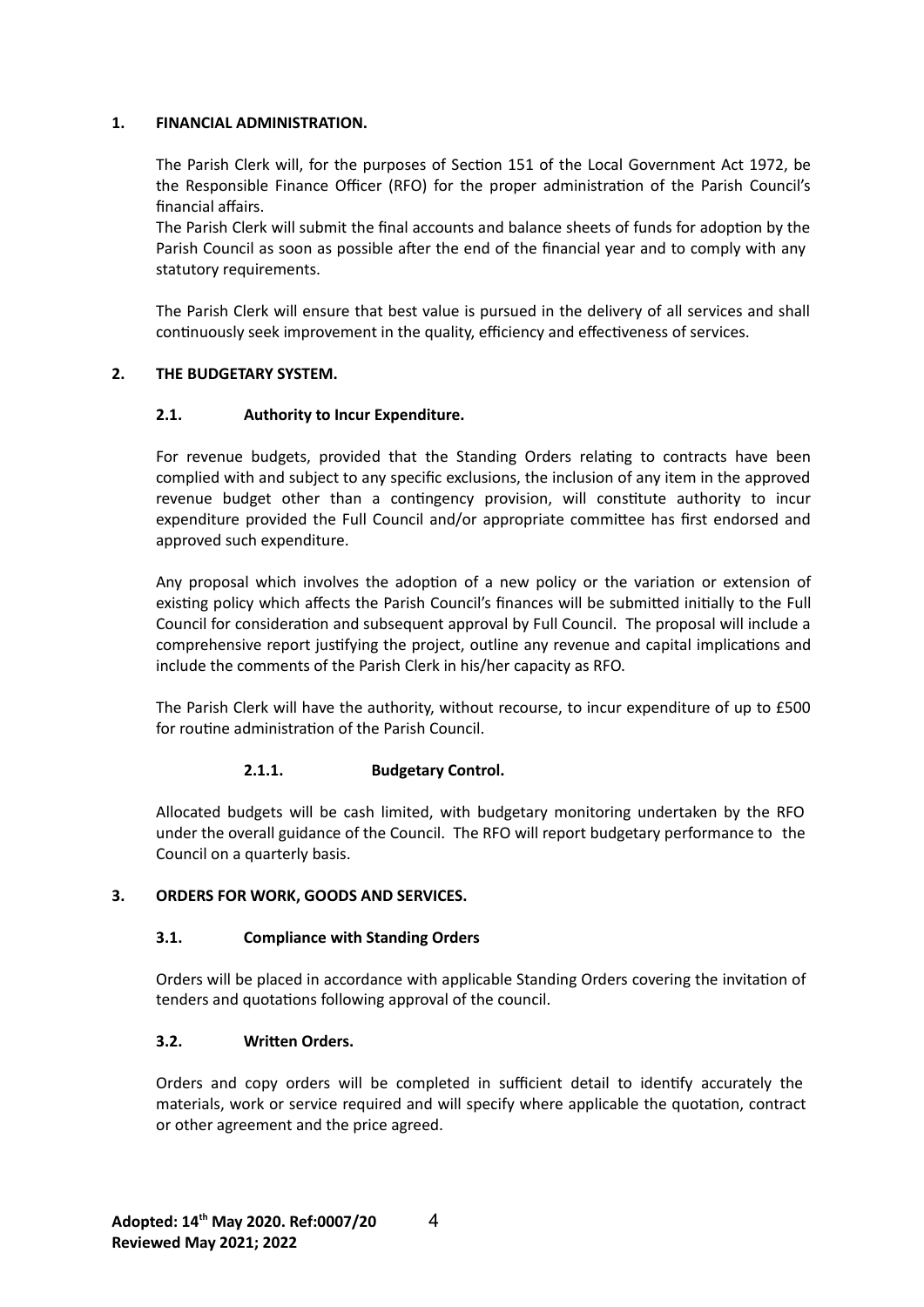## 1. FINANCIAL ADMINISTRATION.

The Parish Clerk will, for the purposes of Section 151 of the Local Government Act 1972, be the Responsible Finance Officer (RFO) for the proper administration of the Parish Council's financial affairs.

The Parish Clerk will submit the final accounts and balance sheets of funds for adoption by the Parish Council as soon as possible after the end of the financial year and to comply with any statutory requirements.

The Parish Clerk will ensure that best value is pursued in the delivery of all services and shall continuously seek improvement in the quality, efficiency and effectiveness of services.

## 2. THE BUDGETARY SYSTEM.

### 2.1. Authority to Incur Expenditure.

For revenue budgets, provided that the Standing Orders relating to contracts have been complied with and subject to any specific exclusions, the inclusion of any item in the approved revenue budget other than a contingency provision, will constitute authority to incur expenditure provided the Full Council and/or appropriate committee has first endorsed and approved such expenditure.

Any proposal which involves the adoption of a new policy or the variation or extension of existing policy which affects the Parish Council's finances will be submitted initially to the Full Council for consideration and subsequent approval by Full Council. The proposal will include a comprehensive report justifying the project, outline any revenue and capital implications and include the comments of the Parish Clerk in his/her capacity as RFO.

The Parish Clerk will have the authority, without recourse, to incur expenditure of up to £500 for routine administration of the Parish Council.

#### 2.1.1. Budgetary Control.

Allocated budgets will be cash limited, with budgetary monitoring undertaken by the RFO under the overall guidance of the Council. The RFO will report budgetary performance to the Council on a quarterly basis.

## 3. ORDERS FOR WORK, GOODS AND SERVICES.

### 3.1. Compliance with Standing Orders

Orders will be placed in accordance with applicable Standing Orders covering the invitation of tenders and quotations following approval of the council.

### 3.2. Written Orders.

Orders and copy orders will be completed in sufficient detail to identify accurately the materials, work or service required and will specify where applicable the quotation, contract or other agreement and the price agreed.

**Adopted: 14th May 2020. Ref:0007/20**
**Reviewed May 2021; 2022**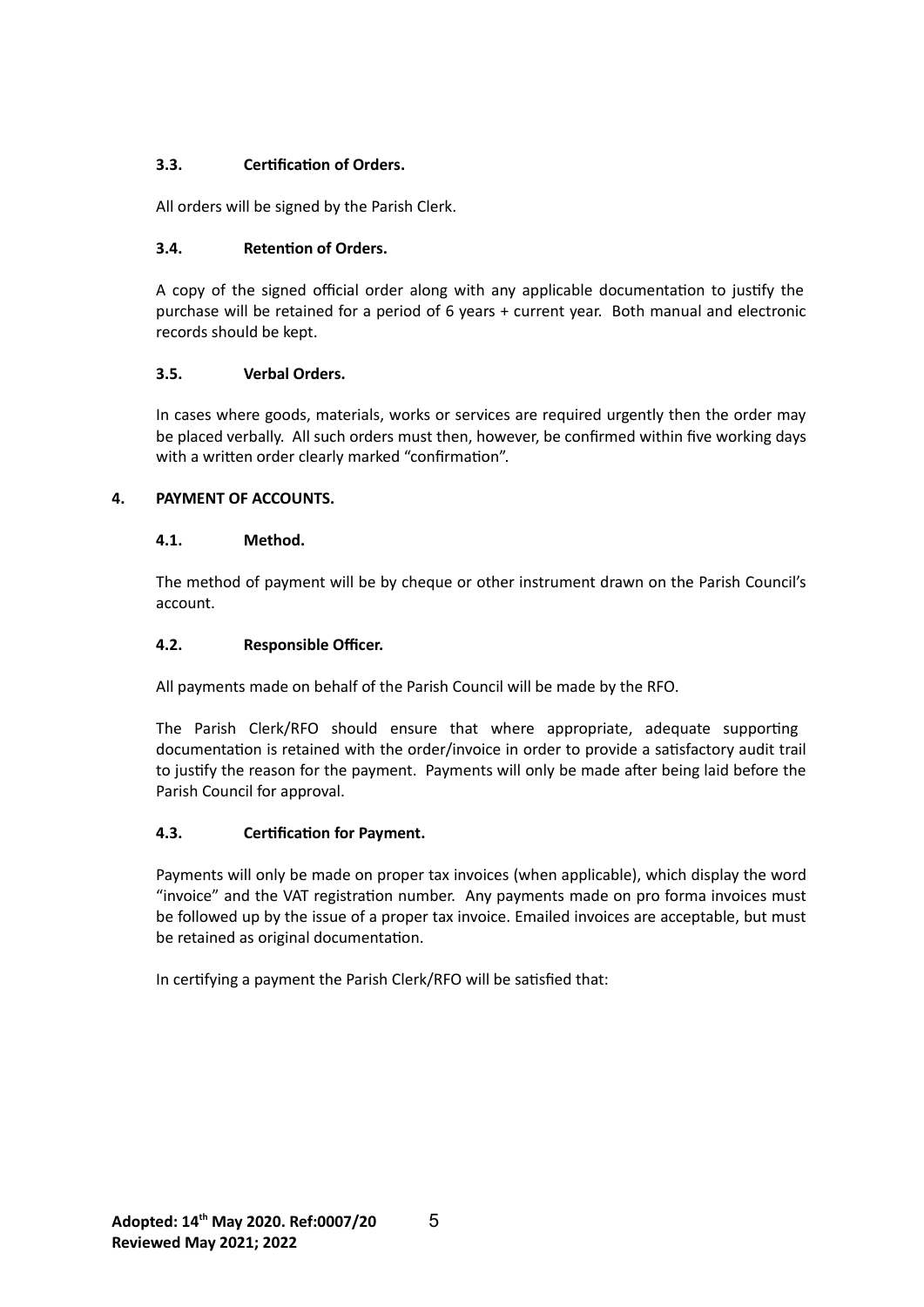### 3.3. Certification of Orders.

All orders will be signed by the Parish Clerk.

### 3.4. Retention of Orders.

A copy of the signed official order along with any applicable documentation to justify the purchase will be retained for a period of 6 years + current year. Both manual and electronic records should be kept.

### 3.5. Verbal Orders.

In cases where goods, materials, works or services are required urgently then the order may be placed verbally. All such orders must then, however, be confirmed within five working days with a written order clearly marked "confirmation".

## 4. PAYMENT OF ACCOUNTS.

### 4.1. Method.

The method of payment will be by cheque or other instrument drawn on the Parish Council's account.

### 4.2. Responsible Officer.

All payments made on behalf of the Parish Council will be made by the RFO.

The Parish Clerk/RFO should ensure that where appropriate, adequate supporting documentation is retained with the order/invoice in order to provide a satisfactory audit trail to justify the reason for the payment. Payments will only be made after being laid before the Parish Council for approval.

### 4.3. Certification for Payment.

Payments will only be made on proper tax invoices (when applicable), which display the word "invoice" and the VAT registration number. Any payments made on pro forma invoices must be followed up by the issue of a proper tax invoice. Emailed invoices are acceptable, but must be retained as original documentation.

In certifying a payment the Parish Clerk/RFO will be satisfied that: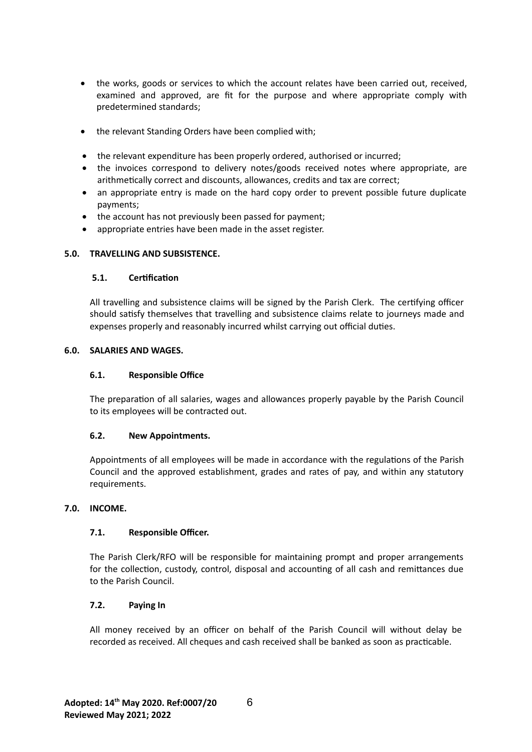- the works, goods or services to which the account relates have been carried out, received, examined and approved, are fit for the purpose and where appropriate comply with predetermined standards;
- the relevant Standing Orders have been complied with;
- the relevant expenditure has been properly ordered, authorised or incurred;
- the invoices correspond to delivery notes/goods received notes where appropriate, are arithmetically correct and discounts, allowances, credits and tax are correct;
- an appropriate entry is made on the hard copy order to prevent possible future duplicate payments;
- the account has not previously been passed for payment;
- appropriate entries have been made in the asset register.

## 5.0. TRAVELLING AND SUBSISTENCE.

### 5.1. Certification

All travelling and subsistence claims will be signed by the Parish Clerk. The certifying officer should satisfy themselves that travelling and subsistence claims relate to journeys made and expenses properly and reasonably incurred whilst carrying out official duties.

## 6.0. SALARIES AND WAGES.

### 6.1. Responsible Office

The preparation of all salaries, wages and allowances properly payable by the Parish Council to its employees will be contracted out.

### 6.2. New Appointments.

Appointments of all employees will be made in accordance with the regulations of the Parish Council and the approved establishment, grades and rates of pay, and within any statutory requirements.

## 7.0. INCOME.

### 7.1. Responsible Officer.

The Parish Clerk/RFO will be responsible for maintaining prompt and proper arrangements for the collection, custody, control, disposal and accounting of all cash and remittances due to the Parish Council.

### 7.2. Paying In

All money received by an officer on behalf of the Parish Council will without delay be recorded as received. All cheques and cash received shall be banked as soon as practicable.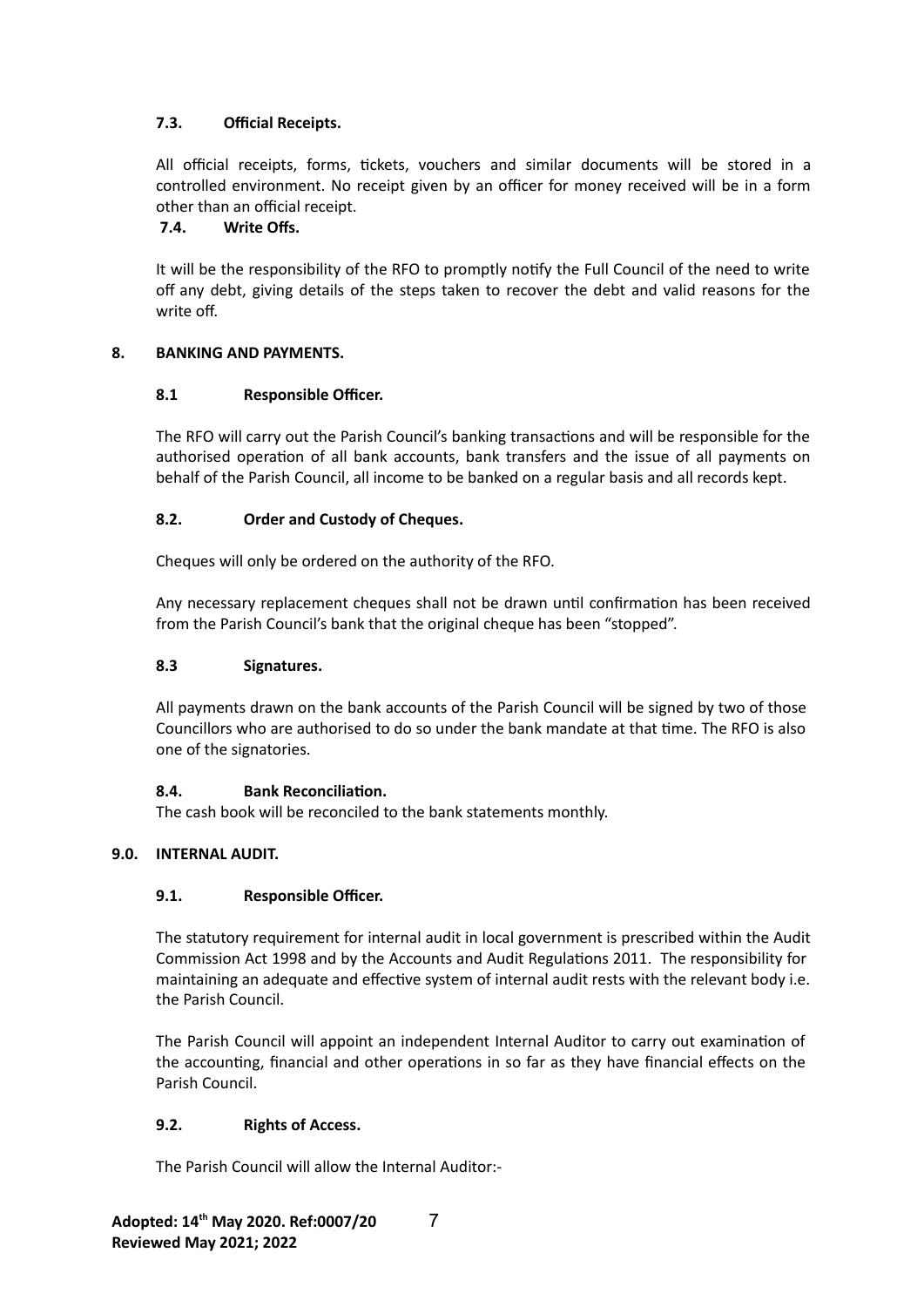### 7.3. Official Receipts.

All official receipts, forms, tickets, vouchers and similar documents will be stored in a controlled environment. No receipt given by an officer for money received will be in a form other than an official receipt.

### 7.4. Write Offs.

It will be the responsibility of the RFO to promptly notify the Full Council of the need to write off any debt, giving details of the steps taken to recover the debt and valid reasons for the write off.

## 8. BANKING AND PAYMENTS.

### 8.1 Responsible Officer.

The RFO will carry out the Parish Council's banking transactions and will be responsible for the authorised operation of all bank accounts, bank transfers and the issue of all payments on behalf of the Parish Council, all income to be banked on a regular basis and all records kept.

### 8.2. Order and Custody of Cheques.

Cheques will only be ordered on the authority of the RFO.

Any necessary replacement cheques shall not be drawn until confirmation has been received from the Parish Council's bank that the original cheque has been "stopped".

### 8.3 Signatures.

All payments drawn on the bank accounts of the Parish Council will be signed by two of those Councillors who are authorised to do so under the bank mandate at that time. The RFO is also one of the signatories.

### 8.4. Bank Reconciliation.

The cash book will be reconciled to the bank statements monthly.

## 9.0. INTERNAL AUDIT.

### 9.1. Responsible Officer.

The statutory requirement for internal audit in local government is prescribed within the Audit Commission Act 1998 and by the Accounts and Audit Regulations 2011. The responsibility for maintaining an adequate and effective system of internal audit rests with the relevant body i.e. the Parish Council.

The Parish Council will appoint an independent Internal Auditor to carry out examination of the accounting, financial and other operations in so far as they have financial effects on the Parish Council.

### 9.2. Rights of Access.

The Parish Council will allow the Internal Auditor:-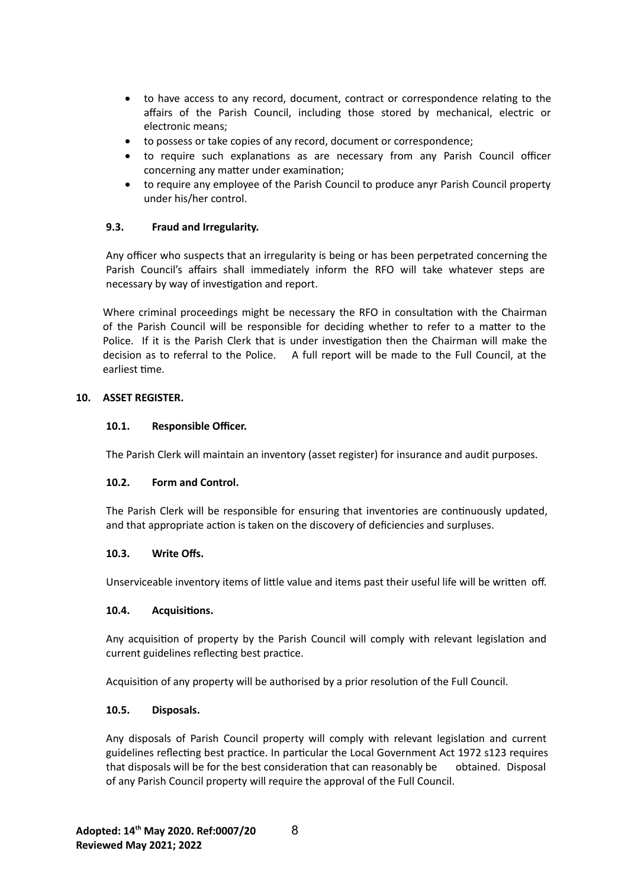- to have access to any record, document, contract or correspondence relating to the affairs of the Parish Council, including those stored by mechanical, electric or electronic means;
- to possess or take copies of any record, document or correspondence;
- to require such explanations as are necessary from any Parish Council officer concerning any matter under examination;
- to require any employee of the Parish Council to produce anyr Parish Council property under his/her control.

### 9.3. Fraud and Irregularity.

Any officer who suspects that an irregularity is being or has been perpetrated concerning the Parish Council's affairs shall immediately inform the RFO will take whatever steps are necessary by way of investigation and report.

Where criminal proceedings might be necessary the RFO in consultation with the Chairman of the Parish Council will be responsible for deciding whether to refer to a matter to the Police. If it is the Parish Clerk that is under investigation then the Chairman will make the decision as to referral to the Police. A full report will be made to the Full Council, at the earliest time.

## 10. ASSET REGISTER.

### 10.1. Responsible Officer.

The Parish Clerk will maintain an inventory (asset register) for insurance and audit purposes.

### 10.2. Form and Control.

The Parish Clerk will be responsible for ensuring that inventories are continuously updated, and that appropriate action is taken on the discovery of deficiencies and surpluses.

### 10.3. Write Offs.

Unserviceable inventory items of little value and items past their useful life will be written off.

### 10.4. Acquisitions.

Any acquisition of property by the Parish Council will comply with relevant legislation and current guidelines reflecting best practice.

Acquisition of any property will be authorised by a prior resolution of the Full Council.

### 10.5. Disposals.

Any disposals of Parish Council property will comply with relevant legislation and current guidelines reflecting best practice. In particular the Local Government Act 1972 s123 requires that disposals will be for the best consideration that can reasonably be obtained. Disposal of any Parish Council property will require the approval of the Full Council.

**Adopted: 14th May 2020. Ref:0007/20**
**Reviewed May 2021; 2022**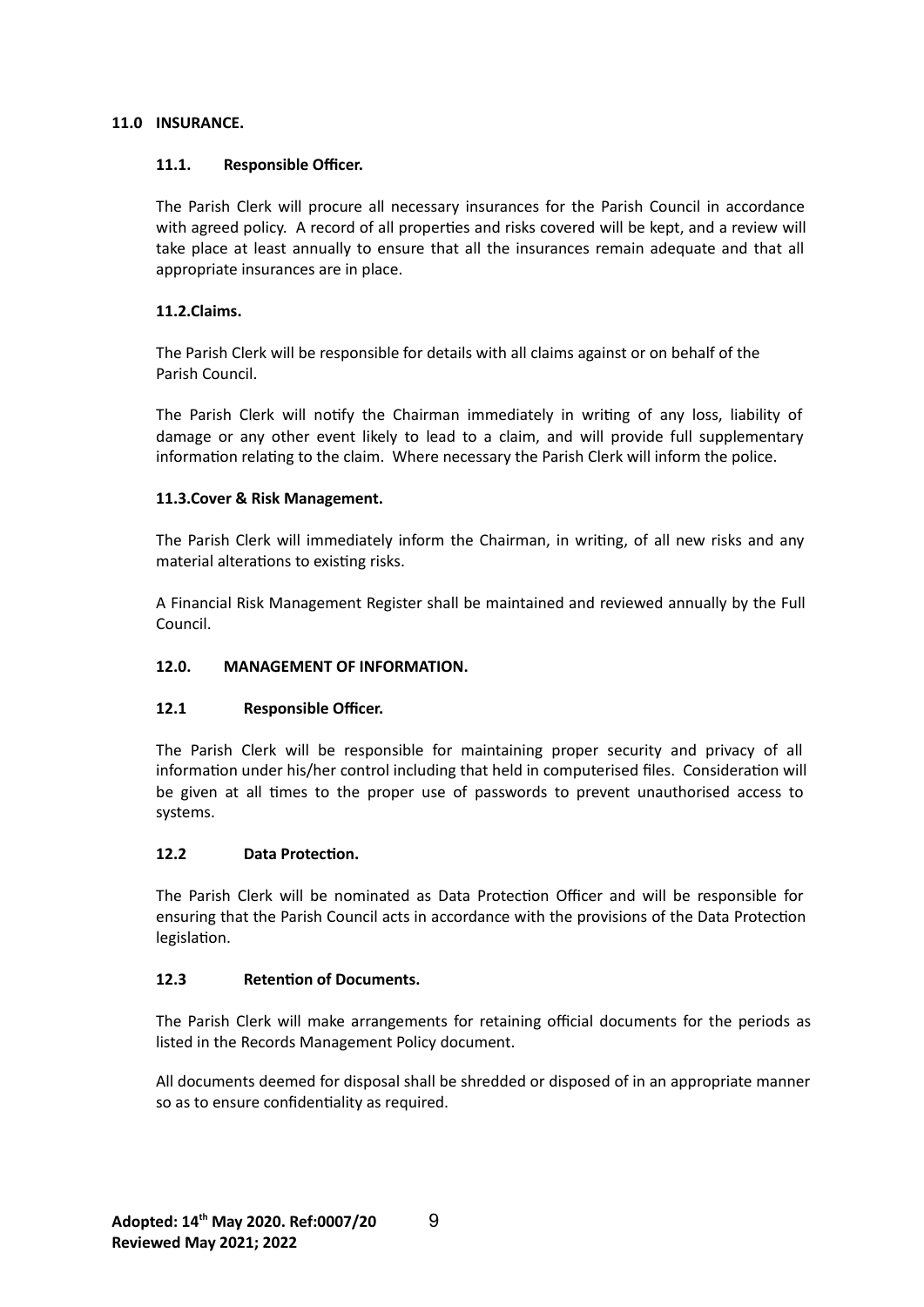## 11.0 INSURANCE.

### 11.1. Responsible Officer.

The Parish Clerk will procure all necessary insurances for the Parish Council in accordance with agreed policy. A record of all properties and risks covered will be kept, and a review will take place at least annually to ensure that all the insurances remain adequate and that all appropriate insurances are in place.

### 11.2.Claims.

The Parish Clerk will be responsible for details with all claims against or on behalf of the Parish Council.

The Parish Clerk will notify the Chairman immediately in writing of any loss, liability of damage or any other event likely to lead to a claim, and will provide full supplementary information relating to the claim. Where necessary the Parish Clerk will inform the police.

### 11.3.Cover & Risk Management.

The Parish Clerk will immediately inform the Chairman, in writing, of all new risks and any material alterations to existing risks.

A Financial Risk Management Register shall be maintained and reviewed annually by the Full Council.

## 12.0. MANAGEMENT OF INFORMATION.

### 12.1 Responsible Officer.

The Parish Clerk will be responsible for maintaining proper security and privacy of all information under his/her control including that held in computerised files. Consideration will be given at all times to the proper use of passwords to prevent unauthorised access to systems.

### 12.2 Data Protection.

The Parish Clerk will be nominated as Data Protection Officer and will be responsible for ensuring that the Parish Council acts in accordance with the provisions of the Data Protection legislation.

### 12.3 Retention of Documents.

The Parish Clerk will make arrangements for retaining official documents for the periods as listed in the Records Management Policy document.

All documents deemed for disposal shall be shredded or disposed of in an appropriate manner so as to ensure confidentiality as required.

**Adopted: 14th May 2020. Ref:0007/20**
**Reviewed May 2021; 2022**